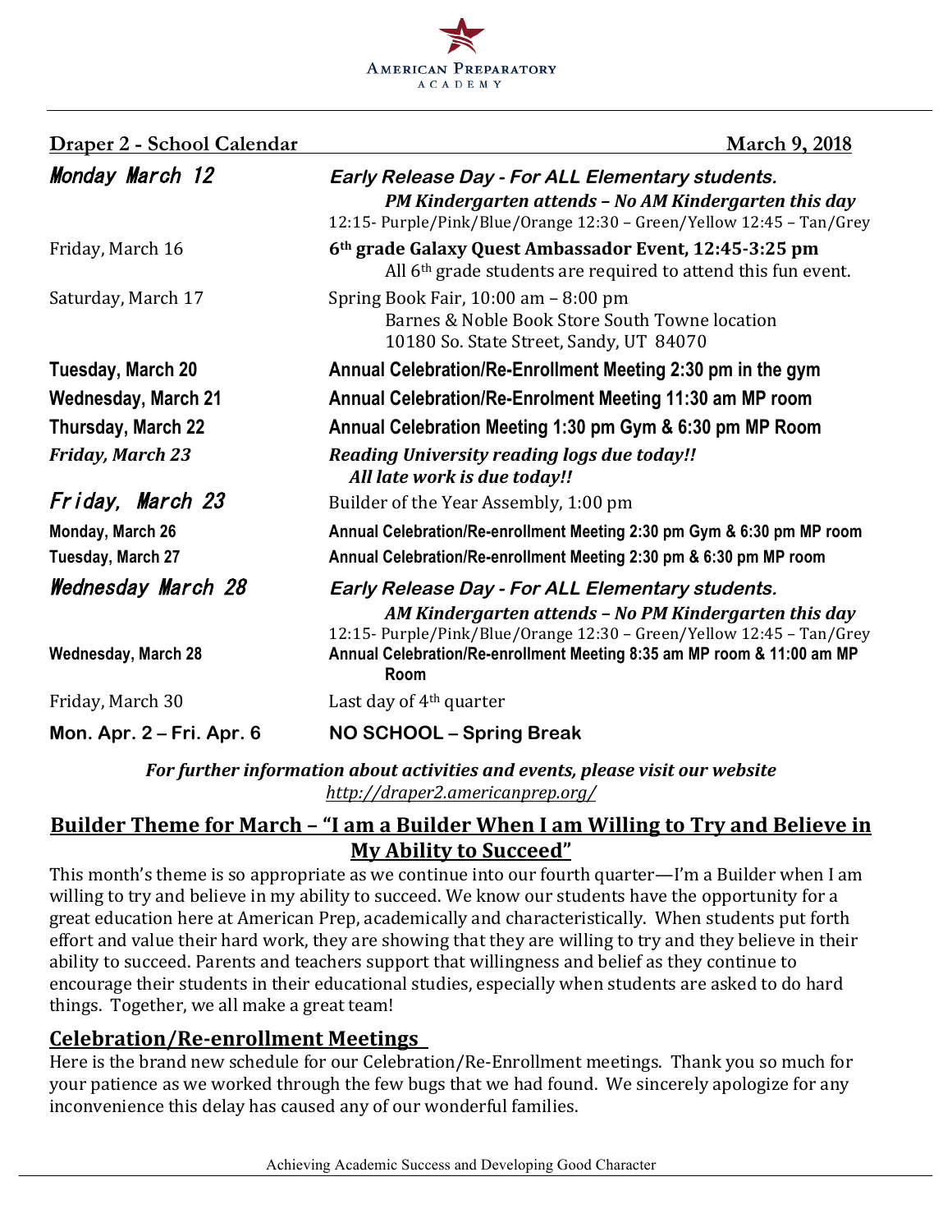AMERICAN PREPARATORY ACADEMY

**Draper 2 - School Calendar** **March 9, 2018**

| | |
|---|---|
| ***Monday March 12*** | ***Early Release Day - For ALL Elementary students.***<br>***PM Kindergarten attends – No AM Kindergarten this day***<br>12:15- Purple/Pink/Blue/Orange 12:30 – Green/Yellow 12:45 – Tan/Grey |
| Friday, March 16 | **6th grade Galaxy Quest Ambassador Event, 12:45-3:25 pm**<br>All 6th grade students are required to attend this fun event. |
| Saturday, March 17 | Spring Book Fair, 10:00 am – 8:00 pm<br>Barnes & Noble Book Store South Towne location<br>10180 So. State Street, Sandy, UT 84070 |
| **Tuesday, March 20** | **Annual Celebration/Re-Enrollment Meeting 2:30 pm in the gym** |
| **Wednesday, March 21** | **Annual Celebration/Re-Enrolment Meeting 11:30 am MP room** |
| **Thursday, March 22** | **Annual Celebration Meeting 1:30 pm Gym & 6:30 pm MP Room** |
| ***Friday, March 23*** | ***Reading University reading logs due today!!***<br>***All late work is due today!!*** |
| ***Friday, March 23*** | Builder of the Year Assembly, 1:00 pm |
| **Monday, March 26** | **Annual Celebration/Re-enrollment Meeting 2:30 pm Gym & 6:30 pm MP room** |
| **Tuesday, March 27** | **Annual Celebration/Re-enrollment Meeting 2:30 pm & 6:30 pm MP room** |
| ***Wednesday March 28*** | ***Early Release Day - For ALL Elementary students.***<br>***AM Kindergarten attends – No PM Kindergarten this day***<br>12:15- Purple/Pink/Blue/Orange 12:30 – Green/Yellow 12:45 – Tan/Grey |
| **Wednesday, March 28** | **Annual Celebration/Re-enrollment Meeting 8:35 am MP room & 11:00 am MP Room** |
| Friday, March 30 | Last day of 4th quarter |
| **Mon. Apr. 2 – Fri. Apr. 6** | **NO SCHOOL – Spring Break** |

***For further information about activities and events, please visit our website***
*http://draper2.americanprep.org/*

## Builder Theme for March – "I am a Builder When I am Willing to Try and Believe in My Ability to Succeed"

This month's theme is so appropriate as we continue into our fourth quarter—I'm a Builder when I am willing to try and believe in my ability to succeed. We know our students have the opportunity for a great education here at American Prep, academically and characteristically. When students put forth effort and value their hard work, they are showing that they are willing to try and they believe in their ability to succeed. Parents and teachers support that willingness and belief as they continue to encourage their students in their educational studies, especially when students are asked to do hard things. Together, we all make a great team!

## Celebration/Re-enrollment Meetings

Here is the brand new schedule for our Celebration/Re-Enrollment meetings. Thank you so much for your patience as we worked through the few bugs that we had found. We sincerely apologize for any inconvenience this delay has caused any of our wonderful families.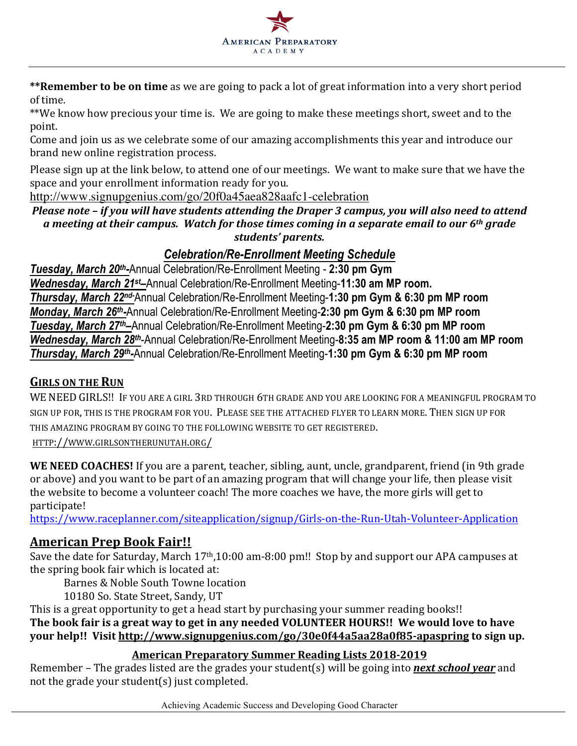****Remember to be on time** as we are going to pack a lot of great information into a very short period of time.

**We know how precious your time is. We are going to make these meetings short, sweet and to the point.

Come and join us as we celebrate some of our amazing accomplishments this year and introduce our brand new online registration process.

Please sign up at the link below, to attend one of our meetings. We want to make sure that we have the space and your enrollment information ready for you.

http://www.signupgenius.com/go/20f0a45aea828aafc1-celebration

***Please note – if you will have students attending the Draper 3 campus, you will also need to attend a meeting at their campus. Watch for those times coming in a separate email to our 6th grade students' parents.***

## *Celebration/Re-Enrollment Meeting Schedule*

***Tuesday, March 20th***-Annual Celebration/Re-Enrollment Meeting - **2:30 pm Gym**
***Wednesday, March 21st***–Annual Celebration/Re-Enrollment Meeting-**11:30 am MP room.**
***Thursday, March 22nd***-Annual Celebration/Re-Enrollment Meeting-**1:30 pm Gym & 6:30 pm MP room**
***Monday, March 26th***-Annual Celebration/Re-Enrollment Meeting-**2:30 pm Gym & 6:30 pm MP room**
***Tuesday, March 27th***–Annual Celebration/Re-Enrollment Meeting-**2:30 pm Gym & 6:30 pm MP room**
***Wednesday, March 28th***-Annual Celebration/Re-Enrollment Meeting-**8:35 am MP room & 11:00 am MP room**
***Thursday, March 29th***-Annual Celebration/Re-Enrollment Meeting-**1:30 pm Gym & 6:30 pm MP room**

## GIRLS ON THE RUN

WE NEED GIRLS!! IF YOU ARE A GIRL 3RD THROUGH 6TH GRADE AND YOU ARE LOOKING FOR A MEANINGFUL PROGRAM TO SIGN UP FOR, THIS IS THE PROGRAM FOR YOU. PLEASE SEE THE ATTACHED FLYER TO LEARN MORE. THEN SIGN UP FOR THIS AMAZING PROGRAM BY GOING TO THE FOLLOWING WEBSITE TO GET REGISTERED.

HTTP://WWW.GIRLSONTHERUNUTAH.ORG/

**WE NEED COACHES!** If you are a parent, teacher, sibling, aunt, uncle, grandparent, friend (in 9th grade or above) and you want to be part of an amazing program that will change your life, then please visit the website to become a volunteer coach! The more coaches we have, the more girls will get to participate!

https://www.raceplanner.com/siteapplication/signup/Girls-on-the-Run-Utah-Volunteer-Application

## American Prep Book Fair!!

Save the date for Saturday, March 17th,10:00 am-8:00 pm!! Stop by and support our APA campuses at the spring book fair which is located at:

Barnes & Noble South Towne location
10180 So. State Street, Sandy, UT

This is a great opportunity to get a head start by purchasing your summer reading books!!

**The book fair is a great way to get in any needed VOLUNTEER HOURS!! We would love to have your help!! Visit http://www.signupgenius.com/go/30e0f44a5aa28a0f85-apaspring to sign up.**

### American Preparatory Summer Reading Lists 2018-2019

Remember – The grades listed are the grades your student(s) will be going into ***next school year*** and not the grade your student(s) just completed.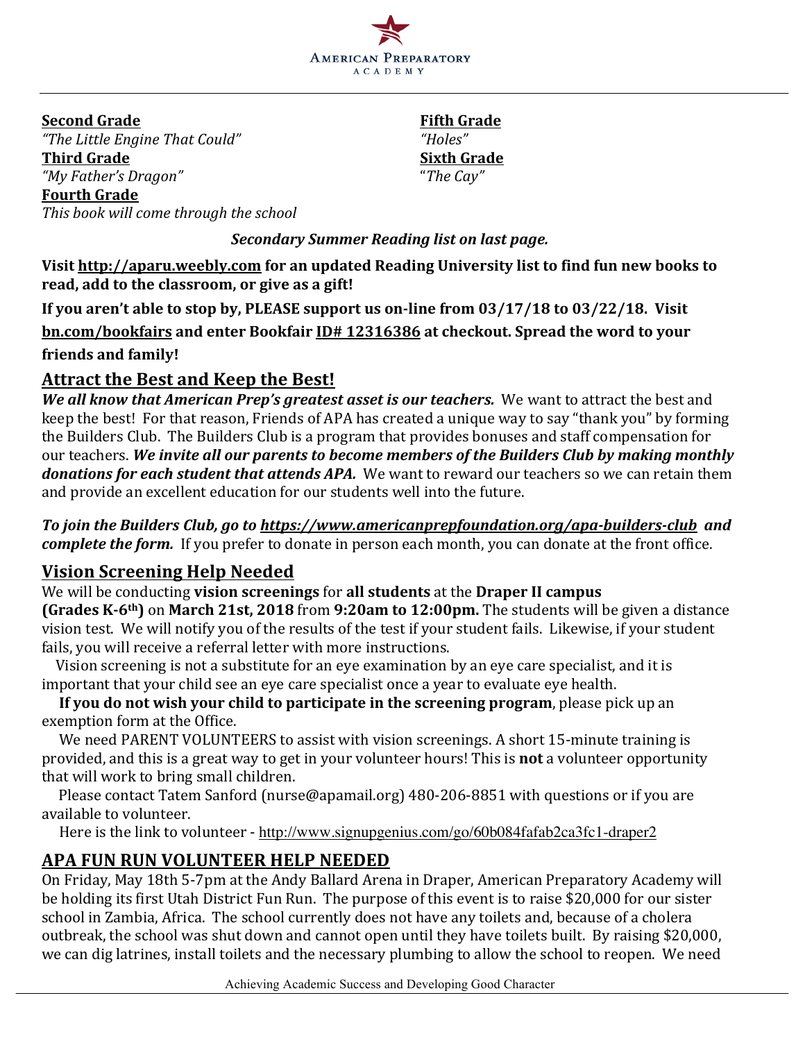**Second Grade**
*"The Little Engine That Could"*
**Third Grade**
*"My Father's Dragon"*
**Fourth Grade**
*This book will come through the school*

**Fifth Grade**
*"Holes"*
**Sixth Grade**
*"The Cay"*

***Secondary Summer Reading list on last page.***

**Visit http://aparu.weebly.com for an updated Reading University list to find fun new books to read, add to the classroom, or give as a gift!**

**If you aren't able to stop by, PLEASE support us on-line from 03/17/18 to 03/22/18. Visit bn.com/bookfairs and enter Bookfair ID# 12316386 at checkout. Spread the word to your friends and family!**

## Attract the Best and Keep the Best!

***We all know that American Prep's greatest asset is our teachers.*** We want to attract the best and keep the best! For that reason, Friends of APA has created a unique way to say "thank you" by forming the Builders Club. The Builders Club is a program that provides bonuses and staff compensation for our teachers. ***We invite all our parents to become members of the Builders Club by making monthly donations for each student that attends APA.*** We want to reward our teachers so we can retain them and provide an excellent education for our students well into the future.

***To join the Builders Club, go to https://www.americanprepfoundation.org/apa-builders-club and complete the form.*** If you prefer to donate in person each month, you can donate at the front office.

## Vision Screening Help Needed

We will be conducting **vision screenings** for **all students** at the **Draper II campus (Grades K-6th)** on **March 21st, 2018** from **9:20am to 12:00pm.** The students will be given a distance vision test. We will notify you of the results of the test if your student fails. Likewise, if your student fails, you will receive a referral letter with more instructions.

Vision screening is not a substitute for an eye examination by an eye care specialist, and it is important that your child see an eye care specialist once a year to evaluate eye health.

**If you do not wish your child to participate in the screening program**, please pick up an exemption form at the Office.

We need PARENT VOLUNTEERS to assist with vision screenings. A short 15-minute training is provided, and this is a great way to get in your volunteer hours! This is **not** a volunteer opportunity that will work to bring small children.

Please contact Tatem Sanford (nurse@apamail.org) 480-206-8851 with questions or if you are available to volunteer.

Here is the link to volunteer - http://www.signupgenius.com/go/60b084fafab2ca3fc1-draper2

## APA FUN RUN VOLUNTEER HELP NEEDED

On Friday, May 18th 5-7pm at the Andy Ballard Arena in Draper, American Preparatory Academy will be holding its first Utah District Fun Run. The purpose of this event is to raise $20,000 for our sister school in Zambia, Africa. The school currently does not have any toilets and, because of a cholera outbreak, the school was shut down and cannot open until they have toilets built. By raising $20,000, we can dig latrines, install toilets and the necessary plumbing to allow the school to reopen. We need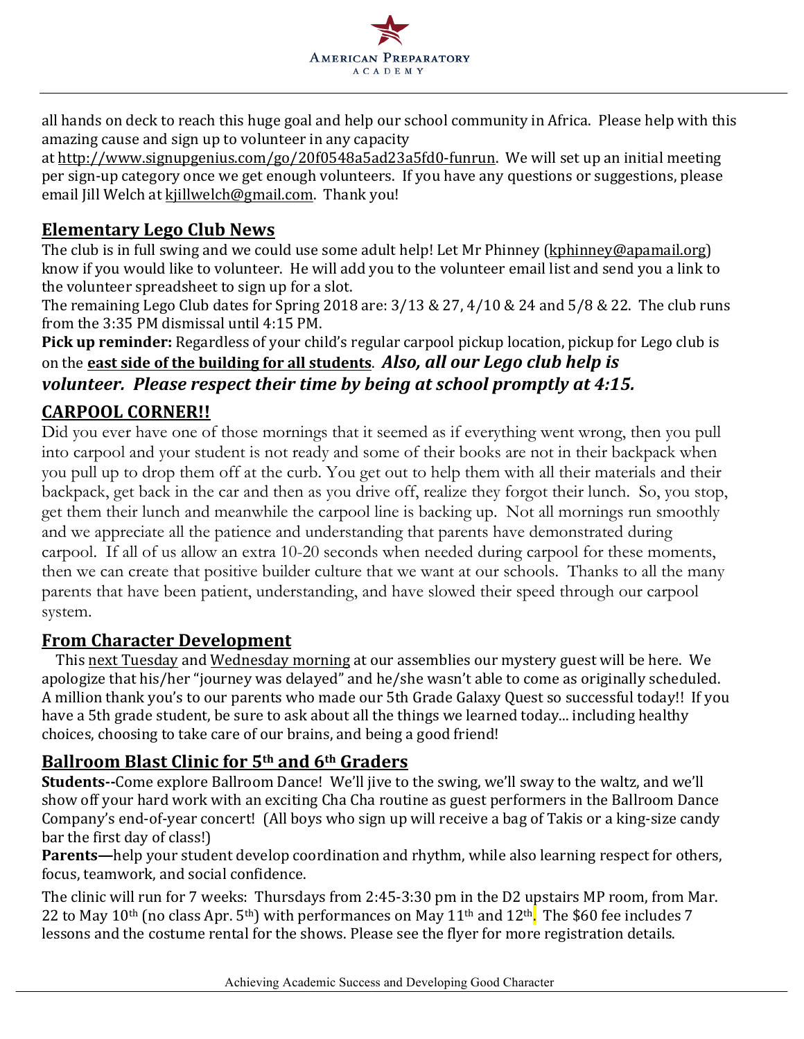all hands on deck to reach this huge goal and help our school community in Africa. Please help with this amazing cause and sign up to volunteer in any capacity at http://www.signupgenius.com/go/20f0548a5ad23a5fd0-funrun. We will set up an initial meeting per sign-up category once we get enough volunteers. If you have any questions or suggestions, please email Jill Welch at kjillwelch@gmail.com. Thank you!

## Elementary Lego Club News

The club is in full swing and we could use some adult help! Let Mr Phinney (kphinney@apamail.org) know if you would like to volunteer. He will add you to the volunteer email list and send you a link to the volunteer spreadsheet to sign up for a slot.

The remaining Lego Club dates for Spring 2018 are: 3/13 & 27, 4/10 & 24 and 5/8 & 22. The club runs from the 3:35 PM dismissal until 4:15 PM.

**Pick up reminder:** Regardless of your child's regular carpool pickup location, pickup for Lego club is on the **east side of the building for all students**. ***Also, all our Lego club help is volunteer. Please respect their time by being at school promptly at 4:15.***

## CARPOOL CORNER!!

Did you ever have one of those mornings that it seemed as if everything went wrong, then you pull into carpool and your student is not ready and some of their books are not in their backpack when you pull up to drop them off at the curb. You get out to help them with all their materials and their backpack, get back in the car and then as you drive off, realize they forgot their lunch. So, you stop, get them their lunch and meanwhile the carpool line is backing up. Not all mornings run smoothly and we appreciate all the patience and understanding that parents have demonstrated during carpool. If all of us allow an extra 10-20 seconds when needed during carpool for these moments, then we can create that positive builder culture that we want at our schools. Thanks to all the many parents that have been patient, understanding, and have slowed their speed through our carpool system.

## From Character Development

This next Tuesday and Wednesday morning at our assemblies our mystery guest will be here. We apologize that his/her "journey was delayed" and he/she wasn't able to come as originally scheduled. A million thank you's to our parents who made our 5th Grade Galaxy Quest so successful today!! If you have a 5th grade student, be sure to ask about all the things we learned today... including healthy choices, choosing to take care of our brains, and being a good friend!

## Ballroom Blast Clinic for 5th and 6th Graders

**Students--**Come explore Ballroom Dance! We'll jive to the swing, we'll sway to the waltz, and we'll show off your hard work with an exciting Cha Cha routine as guest performers in the Ballroom Dance Company's end-of-year concert! (All boys who sign up will receive a bag of Takis or a king-size candy bar the first day of class!)

**Parents—**help your student develop coordination and rhythm, while also learning respect for others, focus, teamwork, and social confidence.

The clinic will run for 7 weeks: Thursdays from 2:45-3:30 pm in the D2 upstairs MP room, from Mar. 22 to May 10th (no class Apr. 5th) with performances on May 11th and 12th. The $60 fee includes 7 lessons and the costume rental for the shows. Please see the flyer for more registration details.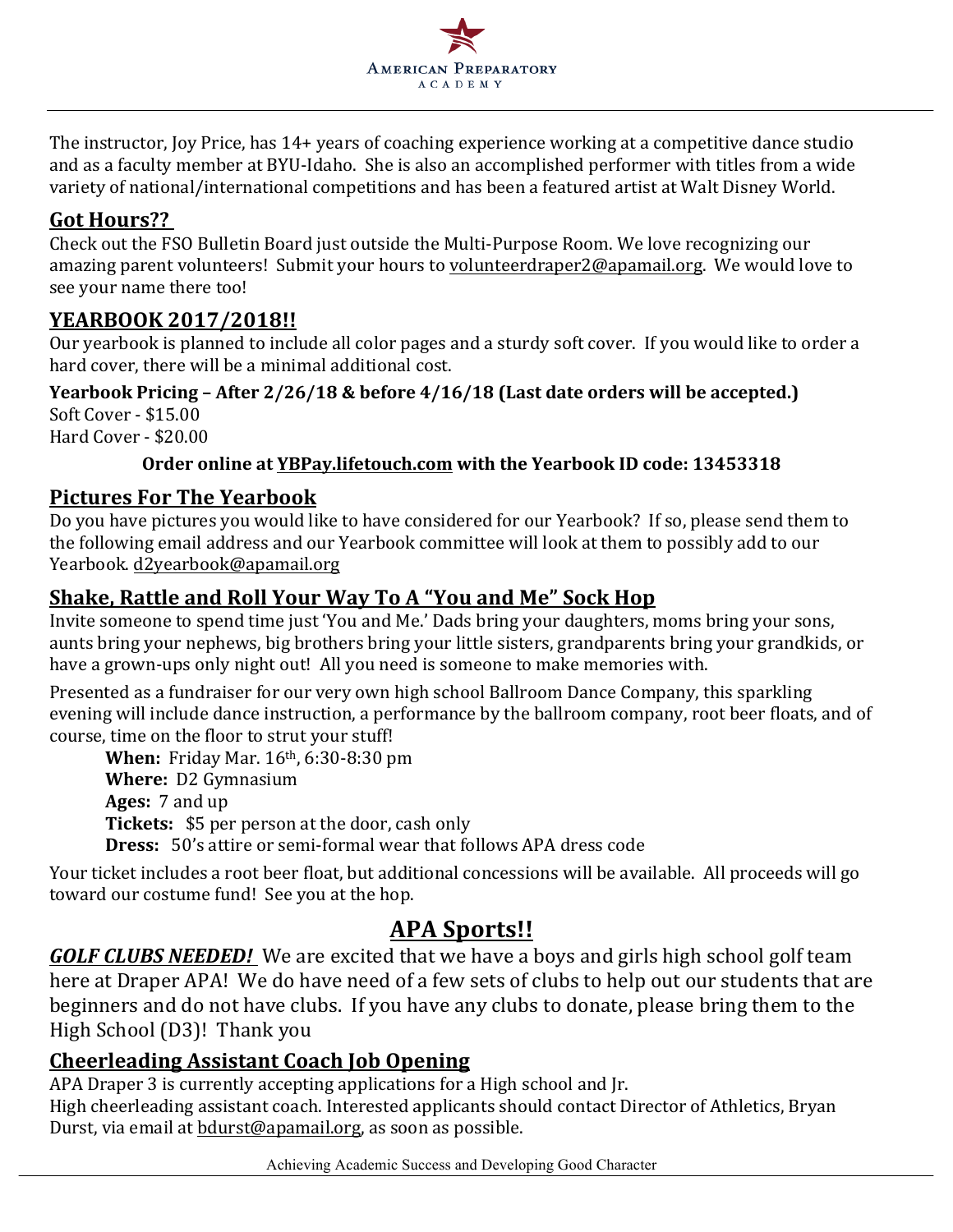The instructor, Joy Price, has 14+ years of coaching experience working at a competitive dance studio and as a faculty member at BYU-Idaho. She is also an accomplished performer with titles from a wide variety of national/international competitions and has been a featured artist at Walt Disney World.

## Got Hours??

Check out the FSO Bulletin Board just outside the Multi-Purpose Room. We love recognizing our amazing parent volunteers! Submit your hours to volunteerdraper2@apamail.org. We would love to see your name there too!

## YEARBOOK 2017/2018!!

Our yearbook is planned to include all color pages and a sturdy soft cover. If you would like to order a hard cover, there will be a minimal additional cost.

**Yearbook Pricing – After 2/26/18 & before 4/16/18 (Last date orders will be accepted.)**
Soft Cover - $15.00
Hard Cover - $20.00

**Order online at YBPay.lifetouch.com with the Yearbook ID code: 13453318**

## Pictures For The Yearbook

Do you have pictures you would like to have considered for our Yearbook? If so, please send them to the following email address and our Yearbook committee will look at them to possibly add to our Yearbook. d2yearbook@apamail.org

## Shake, Rattle and Roll Your Way To A "You and Me" Sock Hop

Invite someone to spend time just 'You and Me.' Dads bring your daughters, moms bring your sons, aunts bring your nephews, big brothers bring your little sisters, grandparents bring your grandkids, or have a grown-ups only night out! All you need is someone to make memories with.

Presented as a fundraiser for our very own high school Ballroom Dance Company, this sparkling evening will include dance instruction, a performance by the ballroom company, root beer floats, and of course, time on the floor to strut your stuff!

**When:** Friday Mar. 16th, 6:30-8:30 pm
**Where:** D2 Gymnasium
**Ages:** 7 and up
**Tickets:** $5 per person at the door, cash only
**Dress:** 50's attire or semi-formal wear that follows APA dress code

Your ticket includes a root beer float, but additional concessions will be available. All proceeds will go toward our costume fund! See you at the hop.

# APA Sports!!

***GOLF CLUBS NEEDED!*** We are excited that we have a boys and girls high school golf team here at Draper APA! We do have need of a few sets of clubs to help out our students that are beginners and do not have clubs. If you have any clubs to donate, please bring them to the High School (D3)! Thank you

## Cheerleading Assistant Coach Job Opening

APA Draper 3 is currently accepting applications for a High school and Jr. High cheerleading assistant coach. Interested applicants should contact Director of Athletics, Bryan Durst, via email at bdurst@apamail.org, as soon as possible.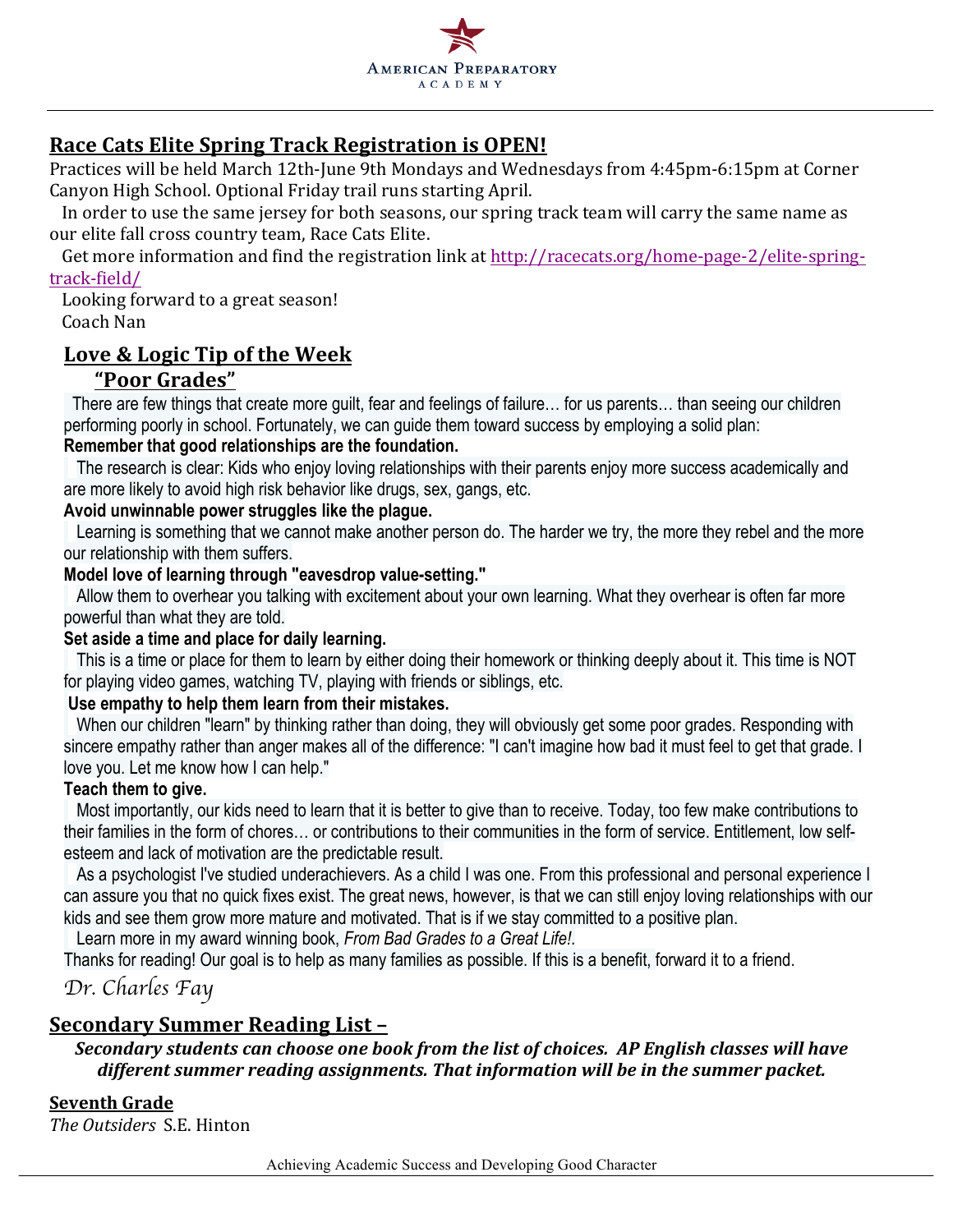## Race Cats Elite Spring Track Registration is OPEN!

Practices will be held March 12th-June 9th Mondays and Wednesdays from 4:45pm-6:15pm at Corner Canyon High School. Optional Friday trail runs starting April.

In order to use the same jersey for both seasons, our spring track team will carry the same name as our elite fall cross country team, Race Cats Elite.

Get more information and find the registration link at http://racecats.org/home-page-2/elite-spring-track-field/

Looking forward to a great season!
Coach Nan

## Love & Logic Tip of the Week

### "Poor Grades"

There are few things that create more guilt, fear and feelings of failure… for us parents… than seeing our children performing poorly in school. Fortunately, we can guide them toward success by employing a solid plan:

**Remember that good relationships are the foundation.**

The research is clear: Kids who enjoy loving relationships with their parents enjoy more success academically and are more likely to avoid high risk behavior like drugs, sex, gangs, etc.

**Avoid unwinnable power struggles like the plague.**

Learning is something that we cannot make another person do. The harder we try, the more they rebel and the more our relationship with them suffers.

**Model love of learning through "eavesdrop value-setting."**

Allow them to overhear you talking with excitement about your own learning. What they overhear is often far more powerful than what they are told.

**Set aside a time and place for daily learning.**

This is a time or place for them to learn by either doing their homework or thinking deeply about it. This time is NOT for playing video games, watching TV, playing with friends or siblings, etc.

**Use empathy to help them learn from their mistakes.**

When our children "learn" by thinking rather than doing, they will obviously get some poor grades. Responding with sincere empathy rather than anger makes all of the difference: "I can't imagine how bad it must feel to get that grade. I love you. Let me know how I can help."

**Teach them to give.**

Most importantly, our kids need to learn that it is better to give than to receive. Today, too few make contributions to their families in the form of chores… or contributions to their communities in the form of service. Entitlement, low self-esteem and lack of motivation are the predictable result.

As a psychologist I've studied underachievers. As a child I was one. From this professional and personal experience I can assure you that no quick fixes exist. The great news, however, is that we can still enjoy loving relationships with our kids and see them grow more mature and motivated. That is if we stay committed to a positive plan.

Learn more in my award winning book, *From Bad Grades to a Great Life!*.

Thanks for reading! Our goal is to help as many families as possible. If this is a benefit, forward it to a friend.

*Dr. Charles Fay*

## Secondary Summer Reading List –

***Secondary students can choose one book from the list of choices. AP English classes will have different summer reading assignments. That information will be in the summer packet.***

**Seventh Grade**

*The Outsiders* S.E. Hinton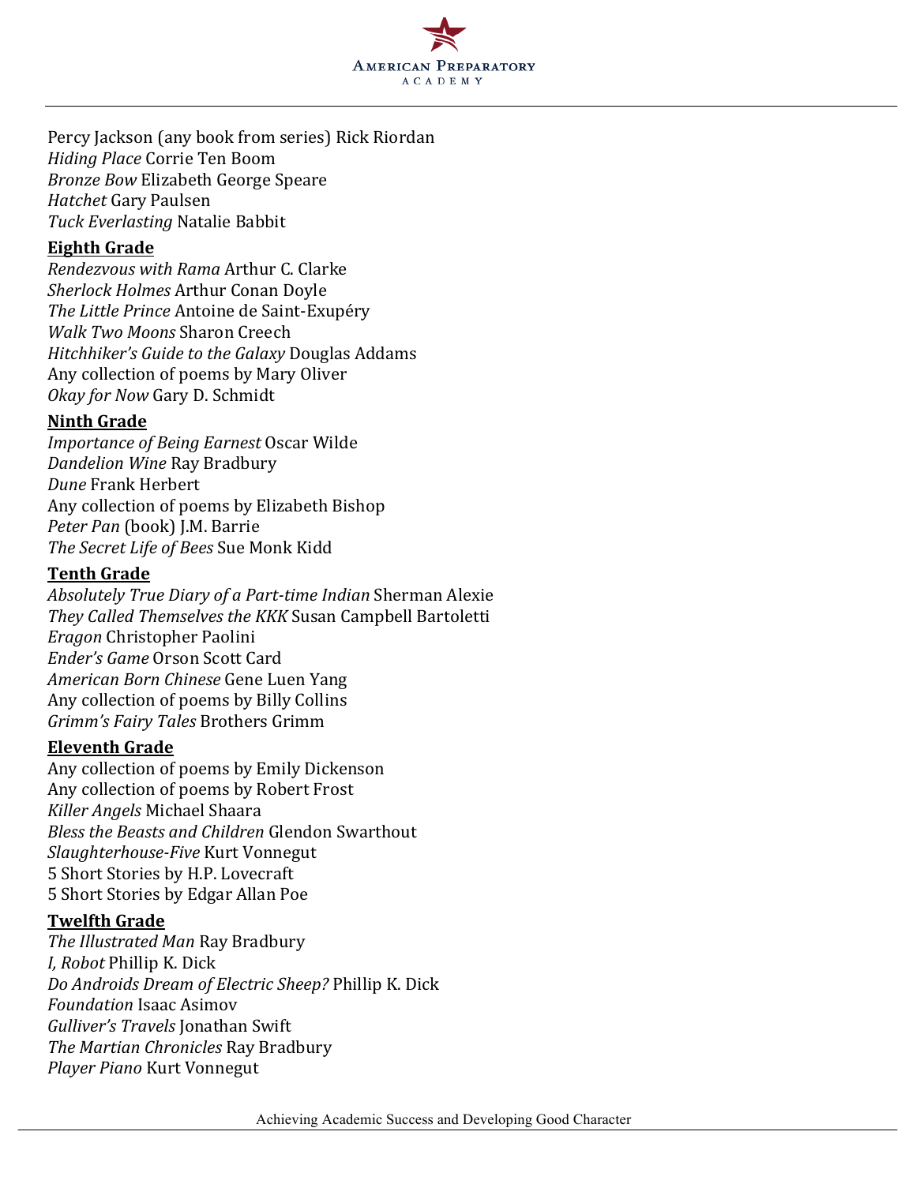Percy Jackson (any book from series) Rick Riordan
*Hiding Place* Corrie Ten Boom
*Bronze Bow* Elizabeth George Speare
*Hatchet* Gary Paulsen
*Tuck Everlasting* Natalie Babbit

**Eighth Grade**

*Rendezvous with Rama* Arthur C. Clarke
*Sherlock Holmes* Arthur Conan Doyle
*The Little Prince* Antoine de Saint-Exupéry
*Walk Two Moons* Sharon Creech
*Hitchhiker's Guide to the Galaxy* Douglas Addams
Any collection of poems by Mary Oliver
*Okay for Now* Gary D. Schmidt

**Ninth Grade**

*Importance of Being Earnest* Oscar Wilde
*Dandelion Wine* Ray Bradbury
*Dune* Frank Herbert
Any collection of poems by Elizabeth Bishop
*Peter Pan* (book) J.M. Barrie
*The Secret Life of Bees* Sue Monk Kidd

**Tenth Grade**

*Absolutely True Diary of a Part-time Indian* Sherman Alexie
*They Called Themselves the KKK* Susan Campbell Bartoletti
*Eragon* Christopher Paolini
*Ender's Game* Orson Scott Card
*American Born Chinese* Gene Luen Yang
Any collection of poems by Billy Collins
*Grimm's Fairy Tales* Brothers Grimm

**Eleventh Grade**

Any collection of poems by Emily Dickenson
Any collection of poems by Robert Frost
*Killer Angels* Michael Shaara
*Bless the Beasts and Children* Glendon Swarthout
*Slaughterhouse-Five* Kurt Vonnegut
5 Short Stories by H.P. Lovecraft
5 Short Stories by Edgar Allan Poe

**Twelfth Grade**

*The Illustrated Man* Ray Bradbury
*I, Robot* Phillip K. Dick
*Do Androids Dream of Electric Sheep?* Phillip K. Dick
*Foundation* Isaac Asimov
*Gulliver's Travels* Jonathan Swift
*The Martian Chronicles* Ray Bradbury
*Player Piano* Kurt Vonnegut